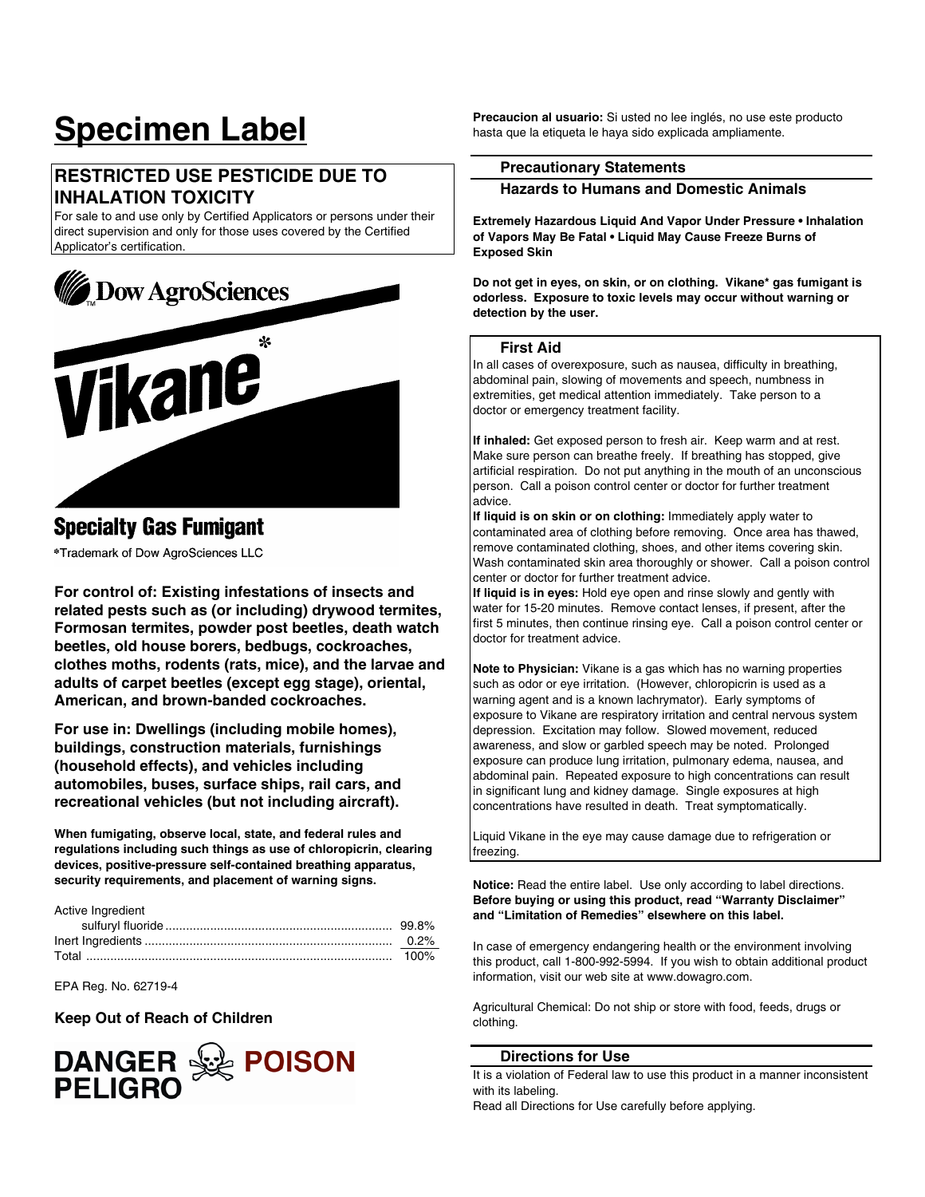# Specimen Label

**RESTRICTED USE PESTICIDE DUE TO INHALATION TOXICITY**

For sale to and use only by Certified Applicators or persons under their direct supervision and only for those uses covered by the Certified Applicator's certification.

Dow AgroSciences

Vikane*

**Specialty Gas Fumigant**

*Trademark of Dow AgroSciences LLC

**For control of: Existing infestations of insects and related pests such as (or including) drywood termites, Formosan termites, powder post beetles, death watch beetles, old house borers, bedbugs, cockroaches, clothes moths, rodents (rats, mice), and the larvae and adults of carpet beetles (except egg stage), oriental, American, and brown-banded cockroaches.**

**For use in: Dwellings (including mobile homes), buildings, construction materials, furnishings (household effects), and vehicles including automobiles, buses, surface ships, rail cars, and recreational vehicles (but not including aircraft).**

**When fumigating, observe local, state, and federal rules and regulations including such things as use of chloropicrin, clearing devices, positive-pressure self-contained breathing apparatus, security requirements, and placement of warning signs.**

| Active Ingredient | |
|---|---|
| sulfuryl fluoride | 99.8% |
| Inert Ingredients | 0.2% |
| Total | 100% |

EPA Reg. No. 62719-4

**Keep Out of Reach of Children**

**DANGER POISON**
**PELIGRO**

**Precaucion al usuario:** Si usted no lee inglés, no use este producto hasta que la etiqueta le haya sido explicada ampliamente.

## Precautionary Statements

### Hazards to Humans and Domestic Animals

**Extremely Hazardous Liquid And Vapor Under Pressure • Inhalation of Vapors May Be Fatal • Liquid May Cause Freeze Burns of Exposed Skin**

**Do not get in eyes, on skin, or on clothing. Vikane* gas fumigant is odorless. Exposure to toxic levels may occur without warning or detection by the user.**

### First Aid

In all cases of overexposure, such as nausea, difficulty in breathing, abdominal pain, slowing of movements and speech, numbness in extremities, get medical attention immediately. Take person to a doctor or emergency treatment facility.

**If inhaled:** Get exposed person to fresh air. Keep warm and at rest. Make sure person can breathe freely. If breathing has stopped, give artificial respiration. Do not put anything in the mouth of an unconscious person. Call a poison control center or doctor for further treatment advice.

**If liquid is on skin or on clothing:** Immediately apply water to contaminated area of clothing before removing. Once area has thawed, remove contaminated clothing, shoes, and other items covering skin. Wash contaminated skin area thoroughly or shower. Call a poison control center or doctor for further treatment advice.

**If liquid is in eyes:** Hold eye open and rinse slowly and gently with water for 15-20 minutes. Remove contact lenses, if present, after the first 5 minutes, then continue rinsing eye. Call a poison control center or doctor for treatment advice.

**Note to Physician:** Vikane is a gas which has no warning properties such as odor or eye irritation. (However, chloropicrin is used as a warning agent and is a known lachrymator). Early symptoms of exposure to Vikane are respiratory irritation and central nervous system depression. Excitation may follow. Slowed movement, reduced awareness, and slow or garbled speech may be noted. Prolonged exposure can produce lung irritation, pulmonary edema, nausea, and abdominal pain. Repeated exposure to high concentrations can result in significant lung and kidney damage. Single exposures at high concentrations have resulted in death. Treat symptomatically.

Liquid Vikane in the eye may cause damage due to refrigeration or freezing.

**Notice:** Read the entire label. Use only according to label directions. **Before buying or using this product, read "Warranty Disclaimer" and "Limitation of Remedies" elsewhere on this label.**

In case of emergency endangering health or the environment involving this product, call 1-800-992-5994. If you wish to obtain additional product information, visit our web site at www.dowagro.com.

Agricultural Chemical: Do not ship or store with food, feeds, drugs or clothing.

## Directions for Use

It is a violation of Federal law to use this product in a manner inconsistent with its labeling.

Read all Directions for Use carefully before applying.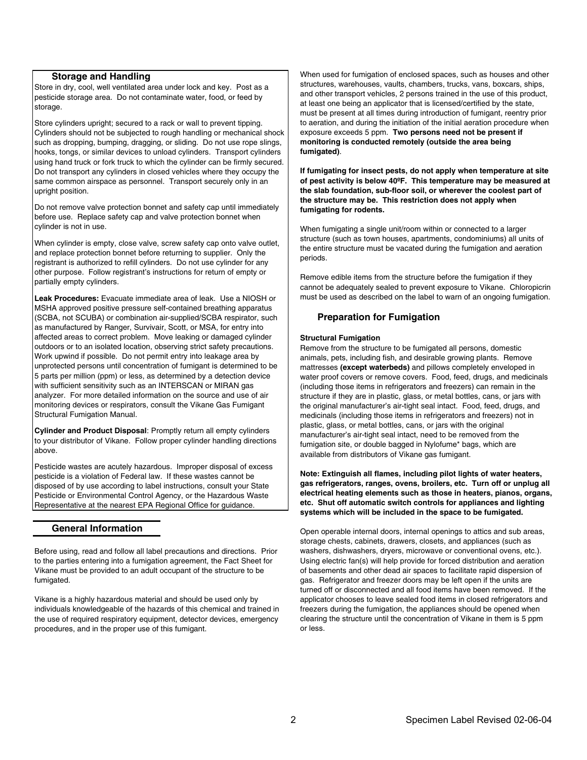## Storage and Handling

Store in dry, cool, well ventilated area under lock and key. Post as a pesticide storage area. Do not contaminate water, food, or feed by storage.

Store cylinders upright; secured to a rack or wall to prevent tipping. Cylinders should not be subjected to rough handling or mechanical shock such as dropping, bumping, dragging, or sliding. Do not use rope slings, hooks, tongs, or similar devices to unload cylinders. Transport cylinders using hand truck or fork truck to which the cylinder can be firmly secured. Do not transport any cylinders in closed vehicles where they occupy the same common airspace as personnel. Transport securely only in an upright position.

Do not remove valve protection bonnet and safety cap until immediately before use. Replace safety cap and valve protection bonnet when cylinder is not in use.

When cylinder is empty, close valve, screw safety cap onto valve outlet, and replace protection bonnet before returning to supplier. Only the registrant is authorized to refill cylinders. Do not use cylinder for any other purpose. Follow registrant's instructions for return of empty or partially empty cylinders.

**Leak Procedures:** Evacuate immediate area of leak. Use a NIOSH or MSHA approved positive pressure self-contained breathing apparatus (SCBA, not SCUBA) or combination air-supplied/SCBA respirator, such as manufactured by Ranger, Survivair, Scott, or MSA, for entry into affected areas to correct problem. Move leaking or damaged cylinder outdoors or to an isolated location, observing strict safety precautions. Work upwind if possible. Do not permit entry into leakage area by unprotected persons until concentration of fumigant is determined to be 5 parts per million (ppm) or less, as determined by a detection device with sufficient sensitivity such as an INTERSCAN or MIRAN gas analyzer. For more detailed information on the source and use of air monitoring devices or respirators, consult the Vikane Gas Fumigant Structural Fumigation Manual.

**Cylinder and Product Disposal**: Promptly return all empty cylinders to your distributor of Vikane. Follow proper cylinder handling directions above.

Pesticide wastes are acutely hazardous. Improper disposal of excess pesticide is a violation of Federal law. If these wastes cannot be disposed of by use according to label instructions, consult your State Pesticide or Environmental Control Agency, or the Hazardous Waste Representative at the nearest EPA Regional Office for guidance.

## General Information

Before using, read and follow all label precautions and directions. Prior to the parties entering into a fumigation agreement, the Fact Sheet for Vikane must be provided to an adult occupant of the structure to be fumigated.

Vikane is a highly hazardous material and should be used only by individuals knowledgeable of the hazards of this chemical and trained in the use of required respiratory equipment, detector devices, emergency procedures, and in the proper use of this fumigant.

When used for fumigation of enclosed spaces, such as houses and other structures, warehouses, vaults, chambers, trucks, vans, boxcars, ships, and other transport vehicles, 2 persons trained in the use of this product, at least one being an applicator that is licensed/certified by the state, must be present at all times during introduction of fumigant, reentry prior to aeration, and during the initiation of the initial aeration procedure when exposure exceeds 5 ppm. **Two persons need not be present if monitoring is conducted remotely (outside the area being fumigated)**.

**If fumigating for insect pests, do not apply when temperature at site of pest activity is below 40ºF. This temperature may be measured at the slab foundation, sub-floor soil, or wherever the coolest part of the structure may be. This restriction does not apply when fumigating for rodents.**

When fumigating a single unit/room within or connected to a larger structure (such as town houses, apartments, condominiums) all units of the entire structure must be vacated during the fumigation and aeration periods.

Remove edible items from the structure before the fumigation if they cannot be adequately sealed to prevent exposure to Vikane. Chloropicrin must be used as described on the label to warn of an ongoing fumigation.

## Preparation for Fumigation

### Structural Fumigation

Remove from the structure to be fumigated all persons, domestic animals, pets, including fish, and desirable growing plants. Remove mattresses **(except waterbeds)** and pillows completely enveloped in water proof covers or remove covers. Food, feed, drugs, and medicinals (including those items in refrigerators and freezers) can remain in the structure if they are in plastic, glass, or metal bottles, cans, or jars with the original manufacturer's air-tight seal intact. Food, feed, drugs, and medicinals (including those items in refrigerators and freezers) not in plastic, glass, or metal bottles, cans, or jars with the original manufacturer's air-tight seal intact, need to be removed from the fumigation site, or double bagged in Nylofume* bags, which are available from distributors of Vikane gas fumigant.

**Note: Extinguish all flames, including pilot lights of water heaters, gas refrigerators, ranges, ovens, broilers, etc. Turn off or unplug all electrical heating elements such as those in heaters, pianos, organs, etc. Shut off automatic switch controls for appliances and lighting systems which will be included in the space to be fumigated.**

Open operable internal doors, internal openings to attics and sub areas, storage chests, cabinets, drawers, closets, and appliances (such as washers, dishwashers, dryers, microwave or conventional ovens, etc.). Using electric fan(s) will help provide for forced distribution and aeration of basements and other dead air spaces to facilitate rapid dispersion of gas. Refrigerator and freezer doors may be left open if the units are turned off or disconnected and all food items have been removed. If the applicator chooses to leave sealed food items in closed refrigerators and freezers during the fumigation, the appliances should be opened when clearing the structure until the concentration of Vikane in them is 5 ppm or less.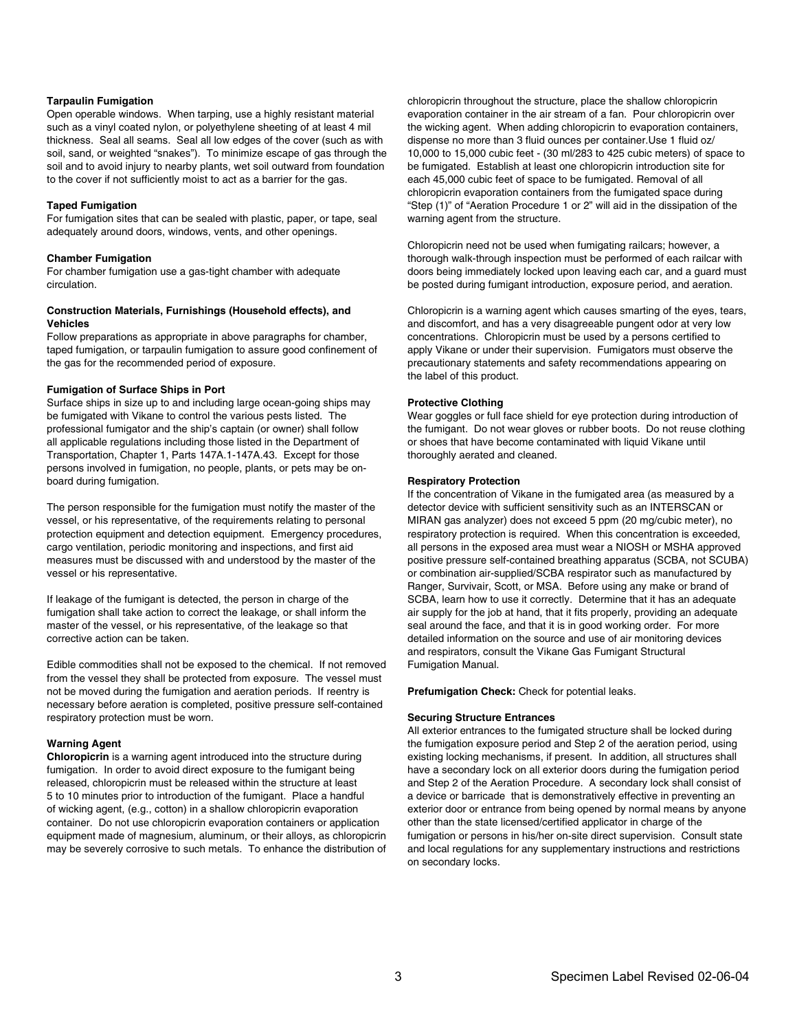**Tarpaulin Fumigation**

Open operable windows. When tarping, use a highly resistant material such as a vinyl coated nylon, or polyethylene sheeting of at least 4 mil thickness. Seal all seams. Seal all low edges of the cover (such as with soil, sand, or weighted "snakes"). To minimize escape of gas through the soil and to avoid injury to nearby plants, wet soil outward from foundation to the cover if not sufficiently moist to act as a barrier for the gas.

**Taped Fumigation**

For fumigation sites that can be sealed with plastic, paper, or tape, seal adequately around doors, windows, vents, and other openings.

**Chamber Fumigation**

For chamber fumigation use a gas-tight chamber with adequate circulation.

**Construction Materials, Furnishings (Household effects), and Vehicles**

Follow preparations as appropriate in above paragraphs for chamber, taped fumigation, or tarpaulin fumigation to assure good confinement of the gas for the recommended period of exposure.

**Fumigation of Surface Ships in Port**

Surface ships in size up to and including large ocean-going ships may be fumigated with Vikane to control the various pests listed. The professional fumigator and the ship's captain (or owner) shall follow all applicable regulations including those listed in the Department of Transportation, Chapter 1, Parts 147A.1-147A.43. Except for those persons involved in fumigation, no people, plants, or pets may be on-board during fumigation.

The person responsible for the fumigation must notify the master of the vessel, or his representative, of the requirements relating to personal protection equipment and detection equipment. Emergency procedures, cargo ventilation, periodic monitoring and inspections, and first aid measures must be discussed with and understood by the master of the vessel or his representative.

If leakage of the fumigant is detected, the person in charge of the fumigation shall take action to correct the leakage, or shall inform the master of the vessel, or his representative, of the leakage so that corrective action can be taken.

Edible commodities shall not be exposed to the chemical. If not removed from the vessel they shall be protected from exposure. The vessel must not be moved during the fumigation and aeration periods. If reentry is necessary before aeration is completed, positive pressure self-contained respiratory protection must be worn.

**Warning Agent**

**Chloropicrin** is a warning agent introduced into the structure during fumigation. In order to avoid direct exposure to the fumigant being released, chloropicrin must be released within the structure at least 5 to 10 minutes prior to introduction of the fumigant. Place a handful of wicking agent, (e.g., cotton) in a shallow chloropicrin evaporation container. Do not use chloropicrin evaporation containers or application equipment made of magnesium, aluminum, or their alloys, as chloropicrin may be severely corrosive to such metals. To enhance the distribution of chloropicrin throughout the structure, place the shallow chloropicrin evaporation container in the air stream of a fan. Pour chloropicrin over the wicking agent. When adding chloropicrin to evaporation containers, dispense no more than 3 fluid ounces per container.Use 1 fluid oz/ 10,000 to 15,000 cubic feet - (30 ml/283 to 425 cubic meters) of space to be fumigated. Establish at least one chloropicrin introduction site for each 45,000 cubic feet of space to be fumigated. Removal of all chloropicrin evaporation containers from the fumigated space during "Step (1)" of "Aeration Procedure 1 or 2" will aid in the dissipation of the warning agent from the structure.

Chloropicrin need not be used when fumigating railcars; however, a thorough walk-through inspection must be performed of each railcar with doors being immediately locked upon leaving each car, and a guard must be posted during fumigant introduction, exposure period, and aeration.

Chloropicrin is a warning agent which causes smarting of the eyes, tears, and discomfort, and has a very disagreeable pungent odor at very low concentrations. Chloropicrin must be used by a persons certified to apply Vikane or under their supervision. Fumigators must observe the precautionary statements and safety recommendations appearing on the label of this product.

**Protective Clothing**

Wear goggles or full face shield for eye protection during introduction of the fumigant. Do not wear gloves or rubber boots. Do not reuse clothing or shoes that have become contaminated with liquid Vikane until thoroughly aerated and cleaned.

**Respiratory Protection**

If the concentration of Vikane in the fumigated area (as measured by a detector device with sufficient sensitivity such as an INTERSCAN or MIRAN gas analyzer) does not exceed 5 ppm (20 mg/cubic meter), no respiratory protection is required. When this concentration is exceeded, all persons in the exposed area must wear a NIOSH or MSHA approved positive pressure self-contained breathing apparatus (SCBA, not SCUBA) or combination air-supplied/SCBA respirator such as manufactured by Ranger, Survivair, Scott, or MSA. Before using any make or brand of SCBA, learn how to use it correctly. Determine that it has an adequate air supply for the job at hand, that it fits properly, providing an adequate seal around the face, and that it is in good working order. For more detailed information on the source and use of air monitoring devices and respirators, consult the Vikane Gas Fumigant Structural Fumigation Manual.

**Prefumigation Check:** Check for potential leaks.

**Securing Structure Entrances**

All exterior entrances to the fumigated structure shall be locked during the fumigation exposure period and Step 2 of the aeration period, using existing locking mechanisms, if present. In addition, all structures shall have a secondary lock on all exterior doors during the fumigation period and Step 2 of the Aeration Procedure. A secondary lock shall consist of a device or barricade that is demonstratively effective in preventing an exterior door or entrance from being opened by normal means by anyone other than the state licensed/certified applicator in charge of the fumigation or persons in his/her on-site direct supervision. Consult state and local regulations for any supplementary instructions and restrictions on secondary locks.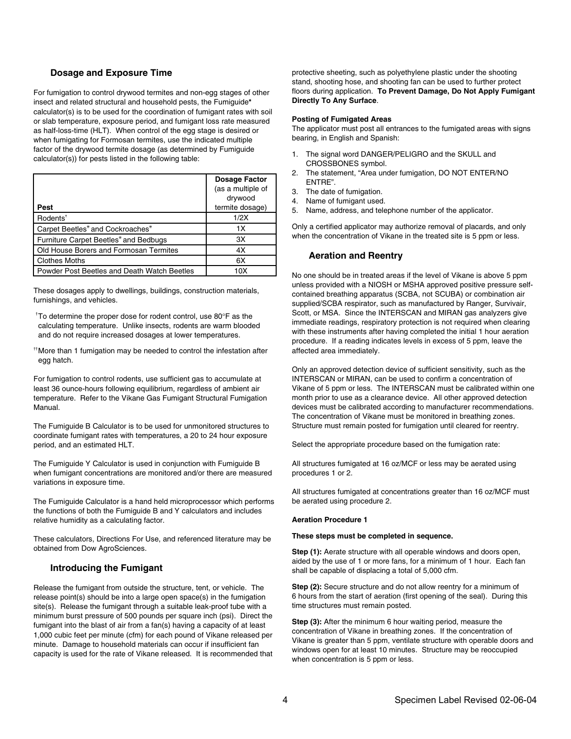## Dosage and Exposure Time

For fumigation to control drywood termites and non-egg stages of other insect and related structural and household pests, the Fumiguide* calculator(s) is to be used for the coordination of fumigant rates with soil or slab temperature, exposure period, and fumigant loss rate measured as half-loss-time (HLT). When control of the egg stage is desired or when fumigating for Formosan termites, use the indicated multiple factor of the drywood termite dosage (as determined by Fumiguide calculator(s)) for pests listed in the following table:

| Pest | Dosage Factor (as a multiple of drywood termite dosage) |
|---|---|
| Rodents[†] | 1/2X |
| Carpet Beetles[††] and Cockroaches[††] | 1X |
| Furniture Carpet Beetles[††] and Bedbugs | 3X |
| Old House Borers and Formosan Termites | 4X |
| Clothes Moths | 6X |
| Powder Post Beetles and Death Watch Beetles | 10X |

These dosages apply to dwellings, buildings, construction materials, furnishings, and vehicles.

[†]To determine the proper dose for rodent control, use 80°F as the calculating temperature. Unlike insects, rodents are warm blooded and do not require increased dosages at lower temperatures.

[††]More than 1 fumigation may be needed to control the infestation after egg hatch.

For fumigation to control rodents, use sufficient gas to accumulate at least 36 ounce-hours following equilibrium, regardless of ambient air temperature. Refer to the Vikane Gas Fumigant Structural Fumigation Manual.

The Fumiguide B Calculator is to be used for unmonitored structures to coordinate fumigant rates with temperatures, a 20 to 24 hour exposure period, and an estimated HLT.

The Fumiguide Y Calculator is used in conjunction with Fumiguide B when fumigant concentrations are monitored and/or there are measured variations in exposure time.

The Fumiguide Calculator is a hand held microprocessor which performs the functions of both the Fumiguide B and Y calculators and includes relative humidity as a calculating factor.

These calculators, Directions For Use, and referenced literature may be obtained from Dow AgroSciences.

## Introducing the Fumigant

Release the fumigant from outside the structure, tent, or vehicle. The release point(s) should be into a large open space(s) in the fumigation site(s). Release the fumigant through a suitable leak-proof tube with a minimum burst pressure of 500 pounds per square inch (psi). Direct the fumigant into the blast of air from a fan(s) having a capacity of at least 1,000 cubic feet per minute (cfm) for each pound of Vikane released per minute. Damage to household materials can occur if insufficient fan capacity is used for the rate of Vikane released. It is recommended that protective sheeting, such as polyethylene plastic under the shooting stand, shooting hose, and shooting fan can be used to further protect floors during application. **To Prevent Damage, Do Not Apply Fumigant Directly To Any Surface**.

#### Posting of Fumigated Areas

The applicator must post all entrances to the fumigated areas with signs bearing, in English and Spanish:

1. The signal word DANGER/PELIGRO and the SKULL and CROSSBONES symbol.
2. The statement, "Area under fumigation, DO NOT ENTER/NO ENTRE".
3. The date of fumigation.
4. Name of fumigant used.
5. Name, address, and telephone number of the applicator.

Only a certified applicator may authorize removal of placards, and only when the concentration of Vikane in the treated site is 5 ppm or less.

## Aeration and Reentry

No one should be in treated areas if the level of Vikane is above 5 ppm unless provided with a NIOSH or MSHA approved positive pressure self-contained breathing apparatus (SCBA, not SCUBA) or combination air supplied/SCBA respirator, such as manufactured by Ranger, Survivair, Scott, or MSA. Since the INTERSCAN and MIRAN gas analyzers give immediate readings, respiratory protection is not required when clearing with these instruments after having completed the initial 1 hour aeration procedure. If a reading indicates levels in excess of 5 ppm, leave the affected area immediately.

Only an approved detection device of sufficient sensitivity, such as the INTERSCAN or MIRAN, can be used to confirm a concentration of Vikane of 5 ppm or less. The INTERSCAN must be calibrated within one month prior to use as a clearance device. All other approved detection devices must be calibrated according to manufacturer recommendations. The concentration of Vikane must be monitored in breathing zones. Structure must remain posted for fumigation until cleared for reentry.

Select the appropriate procedure based on the fumigation rate:

All structures fumigated at 16 oz/MCF or less may be aerated using procedures 1 or 2.

All structures fumigated at concentrations greater than 16 oz/MCF must be aerated using procedure 2.

#### Aeration Procedure 1

**These steps must be completed in sequence.**

**Step (1):** Aerate structure with all operable windows and doors open, aided by the use of 1 or more fans, for a minimum of 1 hour. Each fan shall be capable of displacing a total of 5,000 cfm.

**Step (2):** Secure structure and do not allow reentry for a minimum of 6 hours from the start of aeration (first opening of the seal). During this time structures must remain posted.

**Step (3):** After the minimum 6 hour waiting period, measure the concentration of Vikane in breathing zones. If the concentration of Vikane is greater than 5 ppm, ventilate structure with operable doors and windows open for at least 10 minutes. Structure may be reoccupied when concentration is 5 ppm or less.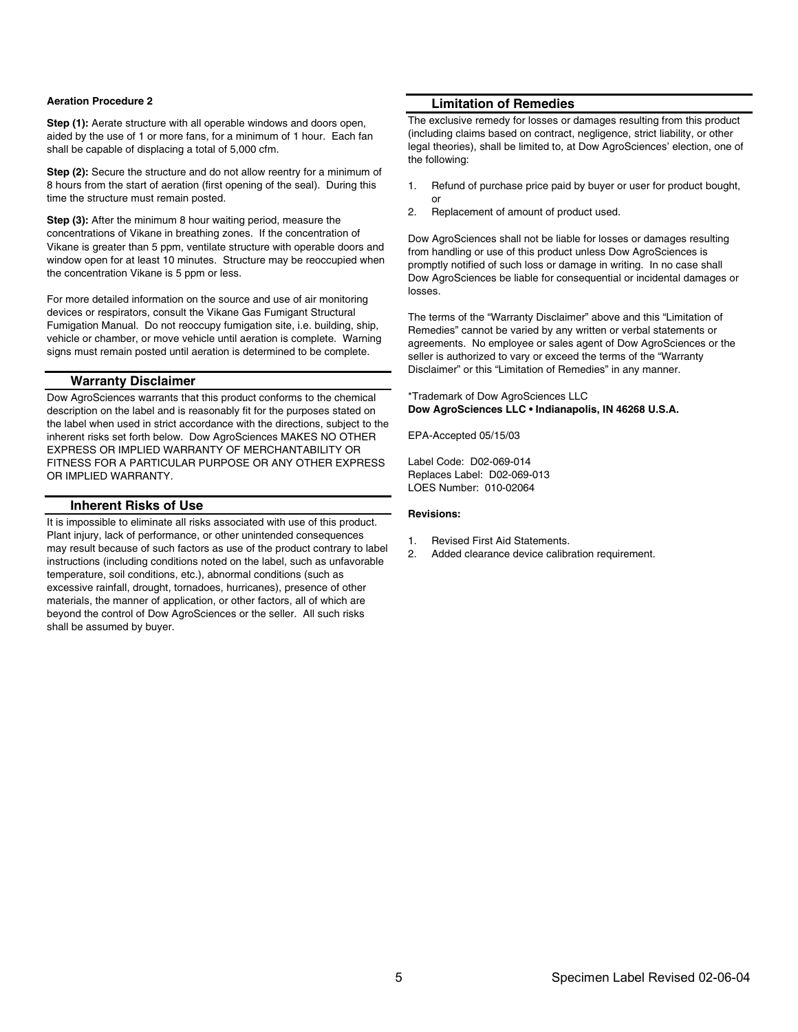**Aeration Procedure 2**

**Step (1):** Aerate structure with all operable windows and doors open, aided by the use of 1 or more fans, for a minimum of 1 hour. Each fan shall be capable of displacing a total of 5,000 cfm.

**Step (2):** Secure the structure and do not allow reentry for a minimum of 8 hours from the start of aeration (first opening of the seal). During this time the structure must remain posted.

**Step (3):** After the minimum 8 hour waiting period, measure the concentrations of Vikane in breathing zones. If the concentration of Vikane is greater than 5 ppm, ventilate structure with operable doors and window open for at least 10 minutes. Structure may be reoccupied when the concentration Vikane is 5 ppm or less.

For more detailed information on the source and use of air monitoring devices or respirators, consult the Vikane Gas Fumigant Structural Fumigation Manual. Do not reoccupy fumigation site, i.e. building, ship, vehicle or chamber, or move vehicle until aeration is complete. Warning signs must remain posted until aeration is determined to be complete.

## Warranty Disclaimer

Dow AgroSciences warrants that this product conforms to the chemical description on the label and is reasonably fit for the purposes stated on the label when used in strict accordance with the directions, subject to the inherent risks set forth below. Dow AgroSciences MAKES NO OTHER EXPRESS OR IMPLIED WARRANTY OF MERCHANTABILITY OR FITNESS FOR A PARTICULAR PURPOSE OR ANY OTHER EXPRESS OR IMPLIED WARRANTY.

## Inherent Risks of Use

It is impossible to eliminate all risks associated with use of this product. Plant injury, lack of performance, or other unintended consequences may result because of such factors as use of the product contrary to label instructions (including conditions noted on the label, such as unfavorable temperature, soil conditions, etc.), abnormal conditions (such as excessive rainfall, drought, tornadoes, hurricanes), presence of other materials, the manner of application, or other factors, all of which are beyond the control of Dow AgroSciences or the seller. All such risks shall be assumed by buyer.

## Limitation of Remedies

The exclusive remedy for losses or damages resulting from this product (including claims based on contract, negligence, strict liability, or other legal theories), shall be limited to, at Dow AgroSciences' election, one of the following:

1. Refund of purchase price paid by buyer or user for product bought, or
2. Replacement of amount of product used.

Dow AgroSciences shall not be liable for losses or damages resulting from handling or use of this product unless Dow AgroSciences is promptly notified of such loss or damage in writing. In no case shall Dow AgroSciences be liable for consequential or incidental damages or losses.

The terms of the "Warranty Disclaimer" above and this "Limitation of Remedies" cannot be varied by any written or verbal statements or agreements. No employee or sales agent of Dow AgroSciences or the seller is authorized to vary or exceed the terms of the "Warranty Disclaimer" or this "Limitation of Remedies" in any manner.

*Trademark of Dow AgroSciences LLC
**Dow AgroSciences LLC • Indianapolis, IN 46268 U.S.A.**

EPA-Accepted 05/15/03

Label Code: D02-069-014
Replaces Label: D02-069-013
LOES Number: 010-02064

**Revisions:**

1. Revised First Aid Statements.
2. Added clearance device calibration requirement.